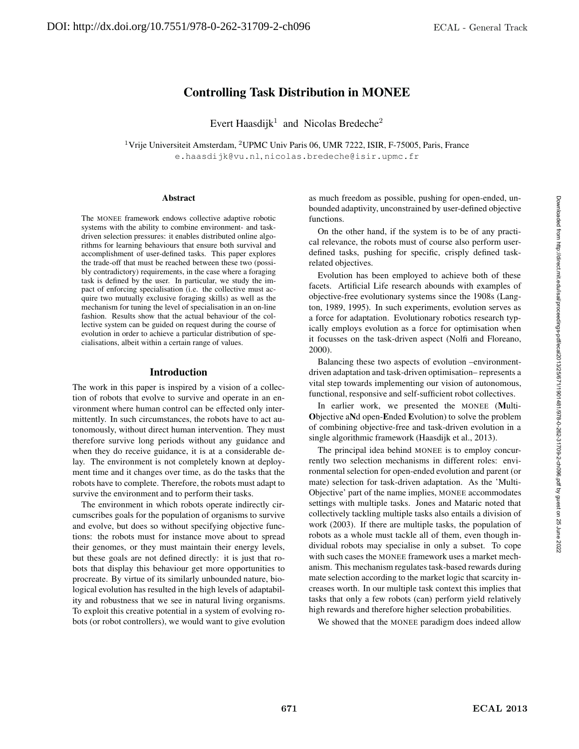# Controlling Task Distribution in MONEE

Evert Haasdijk[1] and Nicolas Bredeche[2]

[1]Vrije Universiteit Amsterdam, [2]UPMC Univ Paris 06, UMR 7222, ISIR, F-75005, Paris, France
e.haasdijk@vu.nl, nicolas.bredeche@isir.upmc.fr

### Abstract

The MONEE framework endows collective adaptive robotic systems with the ability to combine environment- and task-driven selection pressures: it enables distributed online algorithms for learning behaviours that ensure both survival and accomplishment of user-defined tasks. This paper explores the trade-off that must be reached between these two (possibly contradictory) requirements, in the case where a foraging task is defined by the user. In particular, we study the impact of enforcing specialisation (i.e. the collective must acquire two mutually exclusive foraging skills) as well as the mechanism for tuning the level of specialisation in an on-line fashion. Results show that the actual behaviour of the collective system can be guided on request during the course of evolution in order to achieve a particular distribution of specialisations, albeit within a certain range of values.

## Introduction

The work in this paper is inspired by a vision of a collection of robots that evolve to survive and operate in an environment where human control can be effected only intermittently. In such circumstances, the robots have to act autonomously, without direct human intervention. They must therefore survive long periods without any guidance and when they do receive guidance, it is at a considerable delay. The environment is not completely known at deployment time and it changes over time, as do the tasks that the robots have to complete. Therefore, the robots must adapt to survive the environment and to perform their tasks.

The environment in which robots operate indirectly circumscribes goals for the population of organisms to survive and evolve, but does so without specifying objective functions: the robots must for instance move about to spread their genomes, or they must maintain their energy levels, but these goals are not defined directly: it is just that robots that display this behaviour get more opportunities to procreate. By virtue of its similarly unbounded nature, biological evolution has resulted in the high levels of adaptability and robustness that we see in natural living organisms. To exploit this creative potential in a system of evolving robots (or robot controllers), we would want to give evolution as much freedom as possible, pushing for open-ended, unbounded adaptivity, unconstrained by user-defined objective functions.

On the other hand, if the system is to be of any practical relevance, the robots must of course also perform user-defined tasks, pushing for specific, crisply defined task-related objectives.

Evolution has been employed to achieve both of these facets. Artificial Life research abounds with examples of objective-free evolutionary systems since the 1908s (Langton, 1989, 1995). In such experiments, evolution serves as a force for adaptation. Evolutionary robotics research typically employs evolution as a force for optimisation when it focusses on the task-driven aspect (Nolfi and Floreano, 2000).

Balancing these two aspects of evolution –environment-driven adaptation and task-driven optimisation– represents a vital step towards implementing our vision of autonomous, functional, responsive and self-sufficient robot collectives.

In earlier work, we presented the MONEE (**M**ulti-**O**bjective a**N**d open-**E**nded **E**volution) to solve the problem of combining objective-free and task-driven evolution in a single algorithmic framework (Haasdijk et al., 2013).

The principal idea behind MONEE is to employ concurrently two selection mechanisms in different roles: environmental selection for open-ended evolution and parent (or mate) selection for task-driven adaptation. As the 'Multi-Objective' part of the name implies, MONEE accommodates settings with multiple tasks. Jones and Mataric noted that collectively tackling multiple tasks also entails a division of work (2003). If there are multiple tasks, the population of robots as a whole must tackle all of them, even though individual robots may specialise in only a subset. To cope with such cases the MONEE framework uses a market mechanism. This mechanism regulates task-based rewards during mate selection according to the market logic that scarcity increases worth. In our multiple task context this implies that tasks that only a few robots (can) perform yield relatively high rewards and therefore higher selection probabilities.

We showed that the MONEE paradigm does indeed allow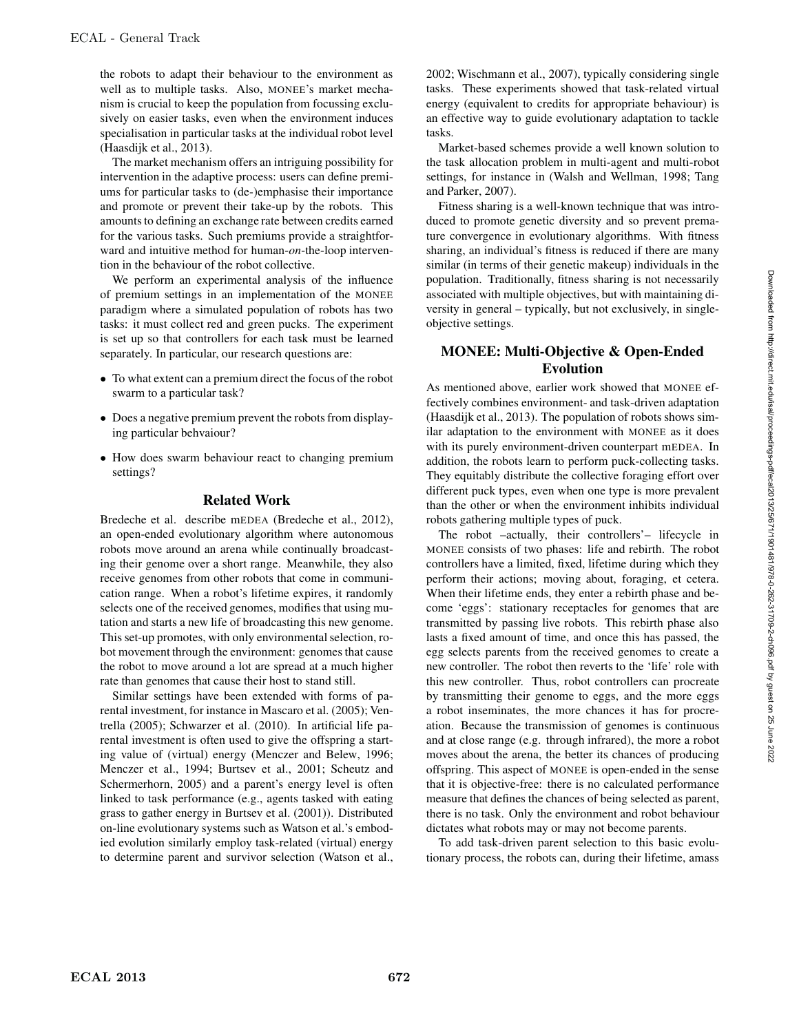the robots to adapt their behaviour to the environment as well as to multiple tasks. Also, MONEE's market mechanism is crucial to keep the population from focussing exclusively on easier tasks, even when the environment induces specialisation in particular tasks at the individual robot level (Haasdijk et al., 2013).

The market mechanism offers an intriguing possibility for intervention in the adaptive process: users can define premiums for particular tasks to (de-)emphasise their importance and promote or prevent their take-up by the robots. This amounts to defining an exchange rate between credits earned for the various tasks. Such premiums provide a straightforward and intuitive method for human-*on*-the-loop intervention in the behaviour of the robot collective.

We perform an experimental analysis of the influence of premium settings in an implementation of the MONEE paradigm where a simulated population of robots has two tasks: it must collect red and green pucks. The experiment is set up so that controllers for each task must be learned separately. In particular, our research questions are:

- To what extent can a premium direct the focus of the robot swarm to a particular task?
- Does a negative premium prevent the robots from displaying particular behvaiour?
- How does swarm behaviour react to changing premium settings?

## Related Work

Bredeche et al. describe mEDEA (Bredeche et al., 2012), an open-ended evolutionary algorithm where autonomous robots move around an arena while continually broadcasting their genome over a short range. Meanwhile, they also receive genomes from other robots that come in communication range. When a robot's lifetime expires, it randomly selects one of the received genomes, modifies that using mutation and starts a new life of broadcasting this new genome. This set-up promotes, with only environmental selection, robot movement through the environment: genomes that cause the robot to move around a lot are spread at a much higher rate than genomes that cause their host to stand still.

Similar settings have been extended with forms of parental investment, for instance in Mascaro et al. (2005); Ventrella (2005); Schwarzer et al. (2010). In artificial life parental investment is often used to give the offspring a starting value of (virtual) energy (Menczer and Belew, 1996; Menczer et al., 1994; Burtsev et al., 2001; Scheutz and Schermerhorn, 2005) and a parent's energy level is often linked to task performance (e.g., agents tasked with eating grass to gather energy in Burtsev et al. (2001)). Distributed on-line evolutionary systems such as Watson et al.'s embodied evolution similarly employ task-related (virtual) energy to determine parent and survivor selection (Watson et al., 2002; Wischmann et al., 2007), typically considering single tasks. These experiments showed that task-related virtual energy (equivalent to credits for appropriate behaviour) is an effective way to guide evolutionary adaptation to tackle tasks.

Market-based schemes provide a well known solution to the task allocation problem in multi-agent and multi-robot settings, for instance in (Walsh and Wellman, 1998; Tang and Parker, 2007).

Fitness sharing is a well-known technique that was introduced to promote genetic diversity and so prevent premature convergence in evolutionary algorithms. With fitness sharing, an individual's fitness is reduced if there are many similar (in terms of their genetic makeup) individuals in the population. Traditionally, fitness sharing is not necessarily associated with multiple objectives, but with maintaining diversity in general – typically, but not exclusively, in single-objective settings.

## MONEE: Multi-Objective & Open-Ended Evolution

As mentioned above, earlier work showed that MONEE effectively combines environment- and task-driven adaptation (Haasdijk et al., 2013). The population of robots shows similar adaptation to the environment with MONEE as it does with its purely environment-driven counterpart mEDEA. In addition, the robots learn to perform puck-collecting tasks. They equitably distribute the collective foraging effort over different puck types, even when one type is more prevalent than the other or when the environment inhibits individual robots gathering multiple types of puck.

The robot –actually, their controllers'– lifecycle in MONEE consists of two phases: life and rebirth. The robot controllers have a limited, fixed, lifetime during which they perform their actions; moving about, foraging, et cetera. When their lifetime ends, they enter a rebirth phase and become 'eggs': stationary receptacles for genomes that are transmitted by passing live robots. This rebirth phase also lasts a fixed amount of time, and once this has passed, the egg selects parents from the received genomes to create a new controller. The robot then reverts to the 'life' role with this new controller. Thus, robot controllers can procreate by transmitting their genome to eggs, and the more eggs a robot inseminates, the more chances it has for procreation. Because the transmission of genomes is continuous and at close range (e.g. through infrared), the more a robot moves about the arena, the better its chances of producing offspring. This aspect of MONEE is open-ended in the sense that it is objective-free: there is no calculated performance measure that defines the chances of being selected as parent, there is no task. Only the environment and robot behaviour dictates what robots may or may not become parents.

To add task-driven parent selection to this basic evolutionary process, the robots can, during their lifetime, amass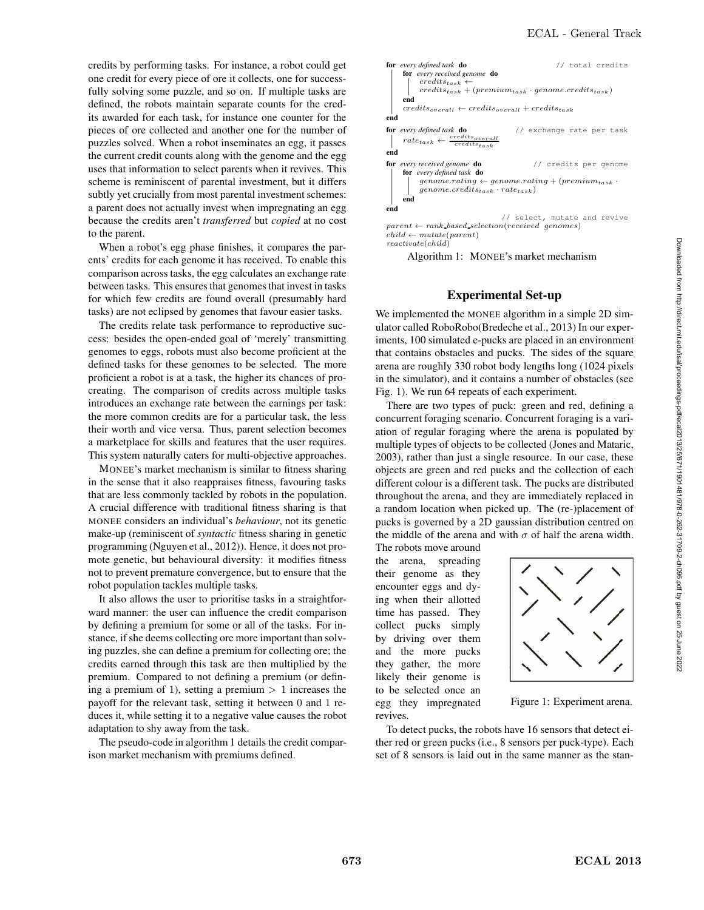credits by performing tasks. For instance, a robot could get one credit for every piece of ore it collects, one for successfully solving some puzzle, and so on. If multiple tasks are defined, the robots maintain separate counts for the credits awarded for each task, for instance one counter for the pieces of ore collected and another one for the number of puzzles solved. When a robot inseminates an egg, it passes the current credit counts along with the genome and the egg uses that information to select parents when it revives. This scheme is reminiscent of parental investment, but it differs subtly yet crucially from most parental investment schemes: a parent does not actually invest when impregnating an egg because the credits aren't *transferred* but *copied* at no cost to the parent.

When a robot's egg phase finishes, it compares the parents' credits for each genome it has received. To enable this comparison across tasks, the egg calculates an exchange rate between tasks. This ensures that genomes that invest in tasks for which few credits are found overall (presumably hard tasks) are not eclipsed by genomes that favour easier tasks.

The credits relate task performance to reproductive success: besides the open-ended goal of 'merely' transmitting genomes to eggs, robots must also become proficient at the defined tasks for these genomes to be selected. The more proficient a robot is at a task, the higher its chances of procreating. The comparison of credits across multiple tasks introduces an exchange rate between the earnings per task: the more common credits are for a particular task, the less their worth and vice versa. Thus, parent selection becomes a marketplace for skills and features that the user requires. This system naturally caters for multi-objective approaches.

MONEE's market mechanism is similar to fitness sharing in the sense that it also reappraises fitness, favouring tasks that are less commonly tackled by robots in the population. A crucial difference with traditional fitness sharing is that MONEE considers an individual's *behaviour*, not its genetic make-up (reminiscent of *syntactic* fitness sharing in genetic programming (Nguyen et al., 2012)). Hence, it does not promote genetic, but behavioural diversity: it modifies fitness not to prevent premature convergence, but to ensure that the robot population tackles multiple tasks.

It also allows the user to prioritise tasks in a straightforward manner: the user can influence the credit comparison by defining a premium for some or all of the tasks. For instance, if she deems collecting ore more important than solving puzzles, she can define a premium for collecting ore; the credits earned through this task are then multiplied by the premium. Compared to not defining a premium (or defining a premium of 1), setting a premium $> 1$ increases the payoff for the relevant task, setting it between 0 and 1 reduces it, while setting it to a negative value causes the robot adaptation to shy away from the task.

The pseudo-code in algorithm 1 details the credit comparison market mechanism with premiums defined.

```
for every defined task do                                   // total credits
    for every received genome do
        credits_task ← credits_task + (premium_task · genome.credits_task)
    end
    credits_overall ← credits_overall + credits_task
end
for every defined task do                                   // exchange rate per task
    rate_task ← credits_overall / credits_task
end
for every received genome do                                // credits per genome
    for every defined task do
        genome.rating ← genome.rating + (premium_task · genome.credits_task · rate_task)
    end
end
                                                            // select, mutate and revive
parent ← rank_based_selection(received genomes)
child ← mutate(parent)
reactivate(child)
```

Algorithm 1: MONEE's market mechanism

## Experimental Set-up

We implemented the MONEE algorithm in a simple 2D simulator called RoboRobo(Bredeche et al., 2013) In our experiments, 100 simulated e-pucks are placed in an environment that contains obstacles and pucks. The sides of the square arena are roughly 330 robot body lengths long (1024 pixels in the simulator), and it contains a number of obstacles (see Fig. 1). We run 64 repeats of each experiment.

There are two types of puck: green and red, defining a concurrent foraging scenario. Concurrent foraging is a variation of regular foraging where the arena is populated by multiple types of objects to be collected (Jones and Mataric, 2003), rather than just a single resource. In our case, these objects are green and red pucks and the collection of each different colour is a different task. The pucks are distributed throughout the arena, and they are immediately replaced in a random location when picked up. The (re-)placement of pucks is governed by a 2D gaussian distribution centred on the middle of the arena and with $\sigma$ of half the arena width. The robots move around the arena, spreading their genome as they encounter eggs and dying when their allotted time has passed. They collect pucks simply by driving over them and the more pucks they gather, the more likely their genome is to be selected once an egg they impregnated revives.

Figure 1: Experiment arena.

To detect pucks, the robots have 16 sensors that detect either red or green pucks (i.e., 8 sensors per puck-type). Each set of 8 sensors is laid out in the same manner as the stan-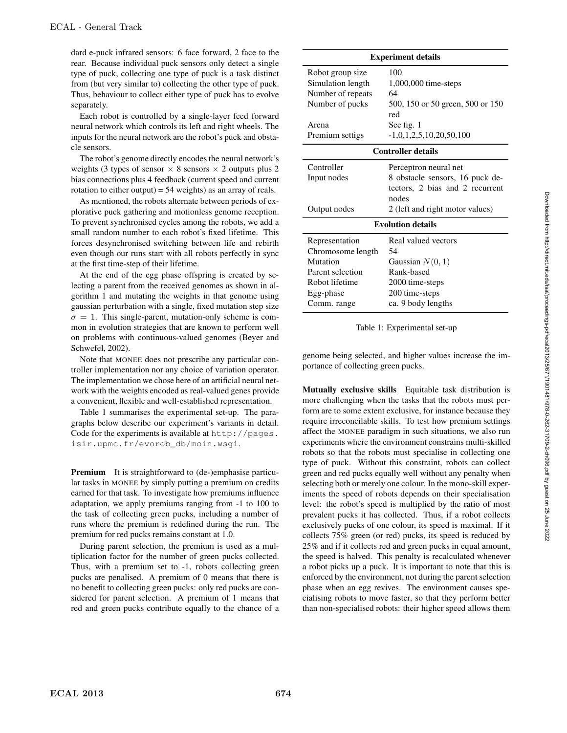dard e-puck infrared sensors: 6 face forward, 2 face to the rear. Because individual puck sensors only detect a single type of puck, collecting one type of puck is a task distinct from (but very similar to) collecting the other type of puck. Thus, behaviour to collect either type of puck has to evolve separately.

Each robot is controlled by a single-layer feed forward neural network which controls its left and right wheels. The inputs for the neural network are the robot's puck and obstacle sensors.

The robot's genome directly encodes the neural network's weights (3 types of sensor $\times$ 8 sensors $\times$ 2 outputs plus 2 bias connections plus 4 feedback (current speed and current rotation to either output) = 54 weights) as an array of reals.

As mentioned, the robots alternate between periods of explorative puck gathering and motionless genome reception. To prevent synchronised cycles among the robots, we add a small random number to each robot's fixed lifetime. This forces desynchronised switching between life and rebirth even though our runs start with all robots perfectly in sync at the first time-step of their lifetime.

At the end of the egg phase offspring is created by selecting a parent from the received genomes as shown in algorithm 1 and mutating the weights in that genome using gaussian perturbation with a single, fixed mutation step size $\sigma = 1$. This single-parent, mutation-only scheme is common in evolution strategies that are known to perform well on problems with continuous-valued genomes (Beyer and Schwefel, 2002).

Note that MONEE does not prescribe any particular controller implementation nor any choice of variation operator. The implementation we chose here of an artificial neural network with the weights encoded as real-valued genes provide a convenient, flexible and well-established representation.

Table 1 summarises the experimental set-up. The paragraphs below describe our experiment's variants in detail. Code for the experiments is available at `http://pages.isir.upmc.fr/evorob_db/moin.wsgi`.

**Premium** It is straightforward to (de-)emphasise particular tasks in MONEE by simply putting a premium on credits earned for that task. To investigate how premiums influence adaptation, we apply premiums ranging from -1 to 100 to the task of collecting green pucks, including a number of runs where the premium is redefined during the run. The premium for red pucks remains constant at 1.0.

During parent selection, the premium is used as a multiplication factor for the number of green pucks collected. Thus, with a premium set to -1, robots collecting green pucks are penalised. A premium of 0 means that there is no benefit to collecting green pucks: only red pucks are considered for parent selection. A premium of 1 means that red and green pucks contribute equally to the chance of a genome being selected, and higher values increase the importance of collecting green pucks.

| **Experiment details** | |
|---|---|
| Robot group size | 100 |
| Simulation length | 1,000,000 time-steps |
| Number of repeats | 64 |
| Number of pucks | 500, 150 or 50 green, 500 or 150 red |
| Arena | See fig. 1 |
| Premium settigs | -1,0,1,2,5,10,20,50,100 |
| **Controller details** | |
| Controller | Perceptron neural net |
| Input nodes | 8 obstacle sensors, 16 puck detectors, 2 bias and 2 recurrent nodes |
| Output nodes | 2 (left and right motor values) |
| **Evolution details** | |
| Representation | Real valued vectors |
| Chromosome length | 54 |
| Mutation | Gaussian $N(0, 1)$ |
| Parent selection | Rank-based |
| Robot lifetime | 2000 time-steps |
| Egg-phase | 200 time-steps |
| Comm. range | ca. 9 body lengths |

Table 1: Experimental set-up

**Mutually exclusive skills** Equitable task distribution is more challenging when the tasks that the robots must perform are to some extent exclusive, for instance because they require irreconcilable skills. To test how premium settings affect the MONEE paradigm in such situations, we also run experiments where the environment constrains multi-skilled robots so that the robots must specialise in collecting one type of puck. Without this constraint, robots can collect green and red pucks equally well without any penalty when selecting both or merely one colour. In the mono-skill experiments the speed of robots depends on their specialisation level: the robot's speed is multiplied by the ratio of most prevalent pucks it has collected. Thus, if a robot collects exclusively pucks of one colour, its speed is maximal. If it collects 75% green (or red) pucks, its speed is reduced by 25% and if it collects red and green pucks in equal amount, the speed is halved. This penalty is recalculated whenever a robot picks up a puck. It is important to note that this is enforced by the environment, not during the parent selection phase when an egg revives. The environment causes specialising robots to move faster, so that they perform better than non-specialised robots: their higher speed allows them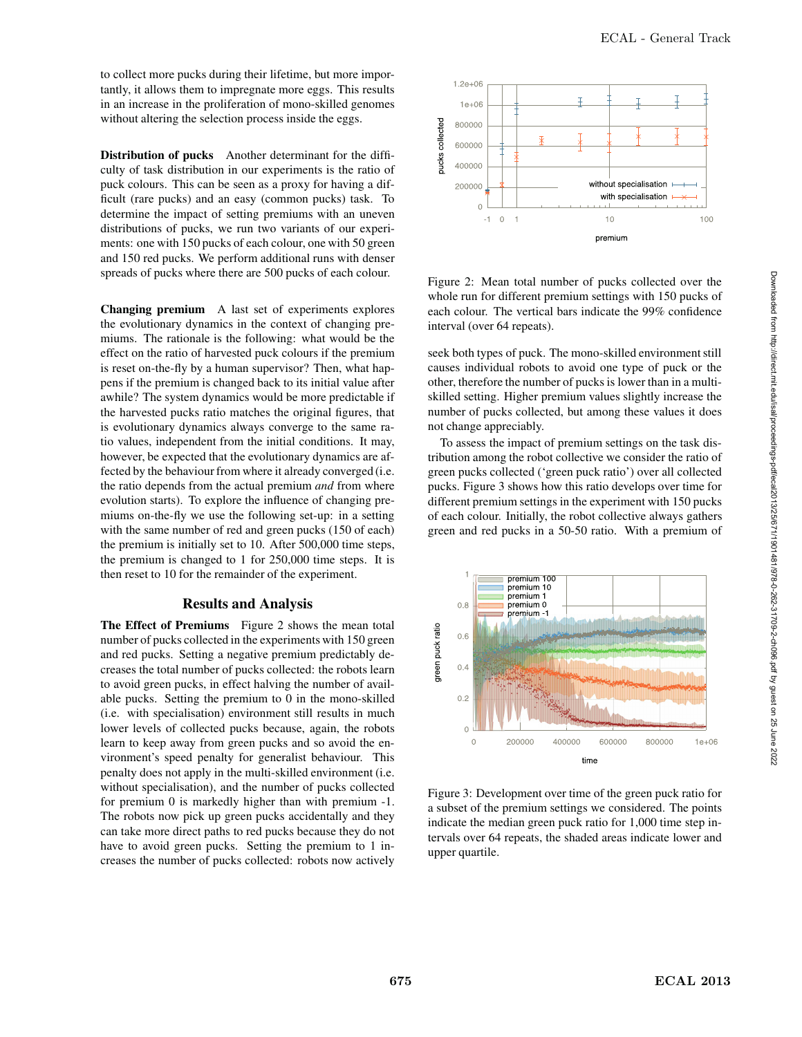to collect more pucks during their lifetime, but more importantly, it allows them to impregnate more eggs. This results in an increase in the proliferation of mono-skilled genomes without altering the selection process inside the eggs.

**Distribution of pucks** Another determinant for the difficulty of task distribution in our experiments is the ratio of puck colours. This can be seen as a proxy for having a difficult (rare pucks) and an easy (common pucks) task. To determine the impact of setting premiums with an uneven distributions of pucks, we run two variants of our experiments: one with 150 pucks of each colour, one with 50 green and 150 red pucks. We perform additional runs with denser spreads of pucks where there are 500 pucks of each colour.

**Changing premium** A last set of experiments explores the evolutionary dynamics in the context of changing premiums. The rationale is the following: what would be the effect on the ratio of harvested puck colours if the premium is reset on-the-fly by a human supervisor? Then, what happens if the premium is changed back to its initial value after awhile? The system dynamics would be more predictable if the harvested pucks ratio matches the original figures, that is evolutionary dynamics always converge to the same ratio values, independent from the initial conditions. It may, however, be expected that the evolutionary dynamics are affected by the behaviour from where it already converged (i.e. the ratio depends from the actual premium *and* from where evolution starts). To explore the influence of changing premiums on-the-fly we use the following set-up: in a setting with the same number of red and green pucks (150 of each) the premium is initially set to 10. After 500,000 time steps, the premium is changed to 1 for 250,000 time steps. It is then reset to 10 for the remainder of the experiment.

## Results and Analysis

**The Effect of Premiums** Figure 2 shows the mean total number of pucks collected in the experiments with 150 green and red pucks. Setting a negative premium predictably decreases the total number of pucks collected: the robots learn to avoid green pucks, in effect halving the number of available pucks. Setting the premium to 0 in the mono-skilled (i.e. with specialisation) environment still results in much lower levels of collected pucks because, again, the robots learn to keep away from green pucks and so avoid the environment's speed penalty for generalist behaviour. This penalty does not apply in the multi-skilled environment (i.e. without specialisation), and the number of pucks collected for premium 0 is markedly higher than with premium -1. The robots now pick up green pucks accidentally and they can take more direct paths to red pucks because they do not have to avoid green pucks. Setting the premium to 1 increases the number of pucks collected: robots now actively seek both types of puck. The mono-skilled environment still causes individual robots to avoid one type of puck or the other, therefore the number of pucks is lower than in a multi-skilled setting. Higher premium values slightly increase the number of pucks collected, but among these values it does not change appreciably.

Figure 2: Mean total number of pucks collected over the whole run for different premium settings with 150 pucks of each colour. The vertical bars indicate the 99% confidence interval (over 64 repeats).

To assess the impact of premium settings on the task distribution among the robot collective we consider the ratio of green pucks collected ('green puck ratio') over all collected pucks. Figure 3 shows how this ratio develops over time for different premium settings in the experiment with 150 pucks of each colour. Initially, the robot collective always gathers green and red pucks in a 50-50 ratio. With a premium of

Figure 3: Development over time of the green puck ratio for a subset of the premium settings we considered. The points indicate the median green puck ratio for 1,000 time step intervals over 64 repeats, the shaded areas indicate lower and upper quartile.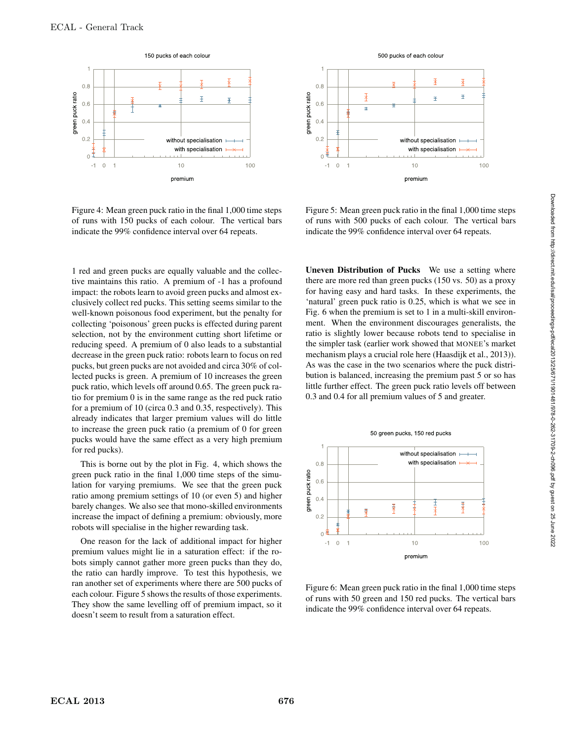Figure 4: Mean green puck ratio in the final 1,000 time steps of runs with 150 pucks of each colour. The vertical bars indicate the 99% confidence interval over 64 repeats.

Figure 5: Mean green puck ratio in the final 1,000 time steps of runs with 500 pucks of each colour. The vertical bars indicate the 99% confidence interval over 64 repeats.

1 red and green pucks are equally valuable and the collective maintains this ratio. A premium of -1 has a profound impact: the robots learn to avoid green pucks and almost exclusively collect red pucks. This setting seems similar to the well-known poisonous food experiment, but the penalty for collecting 'poisonous' green pucks is effected during parent selection, not by the environment cutting short lifetime or reducing speed. A premium of 0 also leads to a substantial decrease in the green puck ratio: robots learn to focus on red pucks, but green pucks are not avoided and circa 30% of collected pucks is green. A premium of 10 increases the green puck ratio, which levels off around 0.65. The green puck ratio for premium 0 is in the same range as the red puck ratio for a premium of 10 (circa 0.3 and 0.35, respectively). This already indicates that larger premium values will do little to increase the green puck ratio (a premium of 0 for green pucks would have the same effect as a very high premium for red pucks).

This is borne out by the plot in Fig. 4, which shows the green puck ratio in the final 1,000 time steps of the simulation for varying premiums. We see that the green puck ratio among premium settings of 10 (or even 5) and higher barely changes. We also see that mono-skilled environments increase the impact of defining a premium: obviously, more robots will specialise in the higher rewarding task.

One reason for the lack of additional impact for higher premium values might lie in a saturation effect: if the robots simply cannot gather more green pucks than they do, the ratio can hardly improve. To test this hypothesis, we ran another set of experiments where there are 500 pucks of each colour. Figure 5 shows the results of those experiments. They show the same levelling off of premium impact, so it doesn't seem to result from a saturation effect.

**Uneven Distribution of Pucks** We use a setting where there are more red than green pucks (150 vs. 50) as a proxy for having easy and hard tasks. In these experiments, the 'natural' green puck ratio is 0.25, which is what we see in Fig. 6 when the premium is set to 1 in a multi-skill environment. When the environment discourages generalists, the ratio is slightly lower because robots tend to specialise in the simpler task (earlier work showed that MONEE's market mechanism plays a crucial role here (Haasdijk et al., 2013)). As was the case in the two scenarios where the puck distribution is balanced, increasing the premium past 5 or so has little further effect. The green puck ratio levels off between 0.3 and 0.4 for all premium values of 5 and greater.

Figure 6: Mean green puck ratio in the final 1,000 time steps of runs with 50 green and 150 red pucks. The vertical bars indicate the 99% confidence interval over 64 repeats.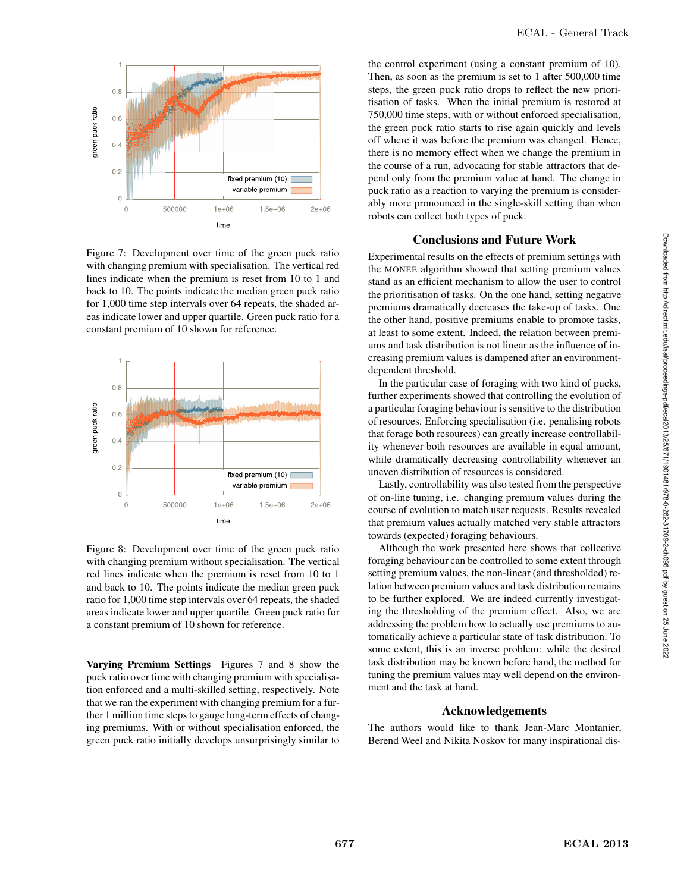Figure 7: Development over time of the green puck ratio with changing premium with specialisation. The vertical red lines indicate when the premium is reset from 10 to 1 and back to 10. The points indicate the median green puck ratio for 1,000 time step intervals over 64 repeats, the shaded areas indicate lower and upper quartile. Green puck ratio for a constant premium of 10 shown for reference.

Figure 8: Development over time of the green puck ratio with changing premium without specialisation. The vertical red lines indicate when the premium is reset from 10 to 1 and back to 10. The points indicate the median green puck ratio for 1,000 time step intervals over 64 repeats, the shaded areas indicate lower and upper quartile. Green puck ratio for a constant premium of 10 shown for reference.

**Varying Premium Settings** Figures 7 and 8 show the puck ratio over time with changing premium with specialisation enforced and a multi-skilled setting, respectively. Note that we ran the experiment with changing premium for a further 1 million time steps to gauge long-term effects of changing premiums. With or without specialisation enforced, the green puck ratio initially develops unsurprisingly similar to the control experiment (using a constant premium of 10). Then, as soon as the premium is set to 1 after 500,000 time steps, the green puck ratio drops to reflect the new prioritisation of tasks. When the initial premium is restored at 750,000 time steps, with or without enforced specialisation, the green puck ratio starts to rise again quickly and levels off where it was before the premium was changed. Hence, there is no memory effect when we change the premium in the course of a run, advocating for stable attractors that depend only from the premium value at hand. The change in puck ratio as a reaction to varying the premium is considerably more pronounced in the single-skill setting than when robots can collect both types of puck.

## Conclusions and Future Work

Experimental results on the effects of premium settings with the MONEE algorithm showed that setting premium values stand as an efficient mechanism to allow the user to control the prioritisation of tasks. On the one hand, setting negative premiums dramatically decreases the take-up of tasks. One the other hand, positive premiums enable to promote tasks, at least to some extent. Indeed, the relation between premiums and task distribution is not linear as the influence of increasing premium values is dampened after an environment-dependent threshold.

In the particular case of foraging with two kind of pucks, further experiments showed that controlling the evolution of a particular foraging behaviour is sensitive to the distribution of resources. Enforcing specialisation (i.e. penalising robots that forage both resources) can greatly increase controllability whenever both resources are available in equal amount, while dramatically decreasing controllability whenever an uneven distribution of resources is considered.

Lastly, controllability was also tested from the perspective of on-line tuning, i.e. changing premium values during the course of evolution to match user requests. Results revealed that premium values actually matched very stable attractors towards (expected) foraging behaviours.

Although the work presented here shows that collective foraging behaviour can be controlled to some extent through setting premium values, the non-linear (and thresholded) relation between premium values and task distribution remains to be further explored. We are indeed currently investigating the thresholding of the premium effect. Also, we are addressing the problem how to actually use premiums to automatically achieve a particular state of task distribution. To some extent, this is an inverse problem: while the desired task distribution may be known before hand, the method for tuning the premium values may well depend on the environment and the task at hand.

## Acknowledgements

The authors would like to thank Jean-Marc Montanier, Berend Weel and Nikita Noskov for many inspirational dis-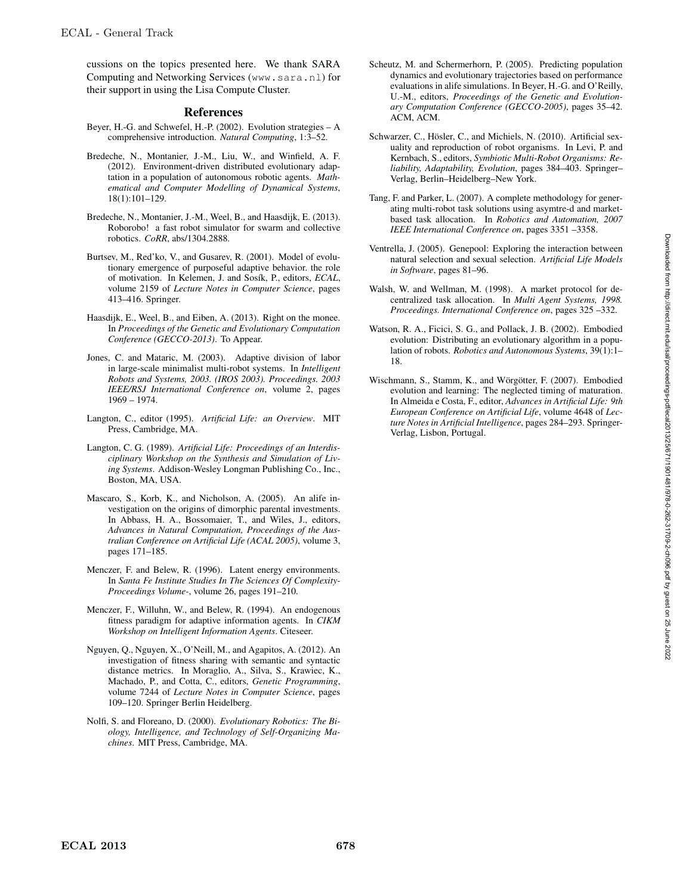cussions on the topics presented here. We thank SARA Computing and Networking Services (www.sara.nl) for their support in using the Lisa Compute Cluster.

## References

Beyer, H.-G. and Schwefel, H.-P. (2002). Evolution strategies – A comprehensive introduction. *Natural Computing*, 1:3–52.

Bredeche, N., Montanier, J.-M., Liu, W., and Winfield, A. F. (2012). Environment-driven distributed evolutionary adaptation in a population of autonomous robotic agents. *Mathematical and Computer Modelling of Dynamical Systems*, 18(1):101–129.

Bredeche, N., Montanier, J.-M., Weel, B., and Haasdijk, E. (2013). Roborobo! a fast robot simulator for swarm and collective robotics. *CoRR*, abs/1304.2888.

Burtsev, M., Red'ko, V., and Gusarev, R. (2001). Model of evolutionary emergence of purposeful adaptive behavior. the role of motivation. In Kelemen, J. and Sosík, P., editors, *ECAL*, volume 2159 of *Lecture Notes in Computer Science*, pages 413–416. Springer.

Haasdijk, E., Weel, B., and Eiben, A. (2013). Right on the monee. In *Proceedings of the Genetic and Evolutionary Computation Conference (GECCO-2013)*. To Appear.

Jones, C. and Mataric, M. (2003). Adaptive division of labor in large-scale minimalist multi-robot systems. In *Intelligent Robots and Systems, 2003. (IROS 2003). Proceedings. 2003 IEEE/RSJ International Conference on*, volume 2, pages 1969 – 1974.

Langton, C., editor (1995). *Artificial Life: an Overview*. MIT Press, Cambridge, MA.

Langton, C. G. (1989). *Artificial Life: Proceedings of an Interdisciplinary Workshop on the Synthesis and Simulation of Living Systems*. Addison-Wesley Longman Publishing Co., Inc., Boston, MA, USA.

Mascaro, S., Korb, K., and Nicholson, A. (2005). An alife investigation on the origins of dimorphic parental investments. In Abbass, H. A., Bossomaier, T., and Wiles, J., editors, *Advances in Natural Computation, Proceedings of the Australian Conference on Artificial Life (ACAL 2005)*, volume 3, pages 171–185.

Menczer, F. and Belew, R. (1996). Latent energy environments. In *Santa Fe Institute Studies In The Sciences Of Complexity-Proceedings Volume-*, volume 26, pages 191–210.

Menczer, F., Willuhn, W., and Belew, R. (1994). An endogenous fitness paradigm for adaptive information agents. In *CIKM Workshop on Intelligent Information Agents*. Citeseer.

Nguyen, Q., Nguyen, X., O'Neill, M., and Agapitos, A. (2012). An investigation of fitness sharing with semantic and syntactic distance metrics. In Moraglio, A., Silva, S., Krawiec, K., Machado, P., and Cotta, C., editors, *Genetic Programming*, volume 7244 of *Lecture Notes in Computer Science*, pages 109–120. Springer Berlin Heidelberg.

Nolfi, S. and Floreano, D. (2000). *Evolutionary Robotics: The Biology, Intelligence, and Technology of Self-Organizing Machines*. MIT Press, Cambridge, MA.

Scheutz, M. and Schermerhorn, P. (2005). Predicting population dynamics and evolutionary trajectories based on performance evaluations in alife simulations. In Beyer, H.-G. and O'Reilly, U.-M., editors, *Proceedings of the Genetic and Evolutionary Computation Conference (GECCO-2005)*, pages 35–42. ACM, ACM.

Schwarzer, C., Hösler, C., and Michiels, N. (2010). Artificial sexuality and reproduction of robot organisms. In Levi, P. and Kernbach, S., editors, *Symbiotic Multi-Robot Organisms: Reliability, Adaptability, Evolution*, pages 384–403. Springer–Verlag, Berlin–Heidelberg–New York.

Tang, F. and Parker, L. (2007). A complete methodology for generating multi-robot task solutions using asymtre-d and market-based task allocation. In *Robotics and Automation, 2007 IEEE International Conference on*, pages 3351 –3358.

Ventrella, J. (2005). Genepool: Exploring the interaction between natural selection and sexual selection. *Artificial Life Models in Software*, pages 81–96.

Walsh, W. and Wellman, M. (1998). A market protocol for decentralized task allocation. In *Multi Agent Systems, 1998. Proceedings. International Conference on*, pages 325 –332.

Watson, R. A., Ficici, S. G., and Pollack, J. B. (2002). Embodied evolution: Distributing an evolutionary algorithm in a population of robots. *Robotics and Autonomous Systems*, 39(1):1–18.

Wischmann, S., Stamm, K., and Wörgötter, F. (2007). Embodied evolution and learning: The neglected timing of maturation. In Almeida e Costa, F., editor, *Advances in Artificial Life: 9th European Conference on Artificial Life*, volume 4648 of *Lecture Notes in Artificial Intelligence*, pages 284–293. Springer-Verlag, Lisbon, Portugal.